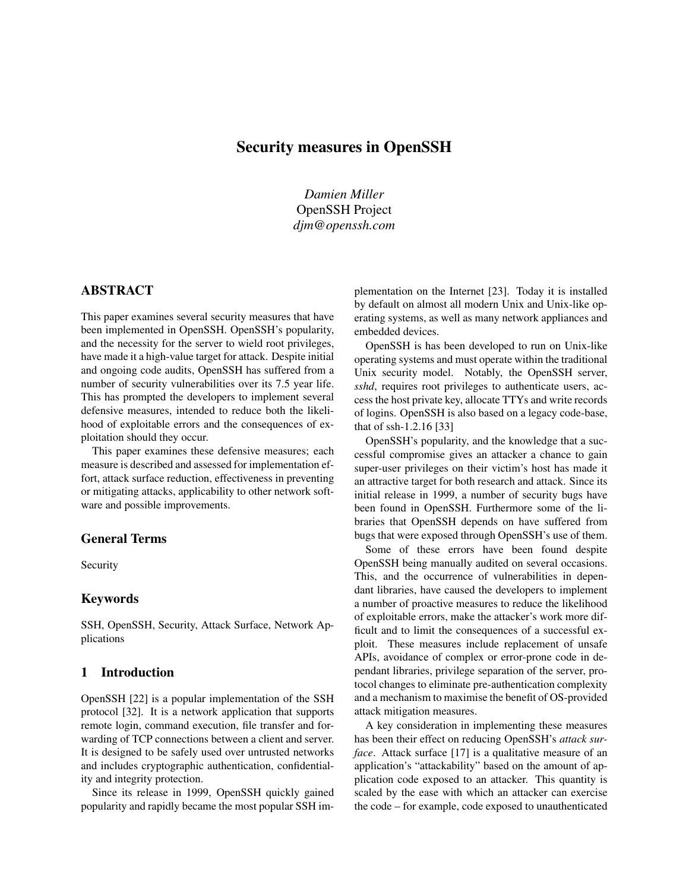# Security measures in OpenSSH

*Damien Miller*
OpenSSH Project
*djm@openssh.com*

## ABSTRACT

This paper examines several security measures that have been implemented in OpenSSH. OpenSSH's popularity, and the necessity for the server to wield root privileges, have made it a high-value target for attack. Despite initial and ongoing code audits, OpenSSH has suffered from a number of security vulnerabilities over its 7.5 year life. This has prompted the developers to implement several defensive measures, intended to reduce both the likelihood of exploitable errors and the consequences of exploitation should they occur.

This paper examines these defensive measures; each measure is described and assessed for implementation effort, attack surface reduction, effectiveness in preventing or mitigating attacks, applicability to other network software and possible improvements.

### General Terms

Security

### Keywords

SSH, OpenSSH, Security, Attack Surface, Network Applications

## 1 Introduction

OpenSSH [22] is a popular implementation of the SSH protocol [32]. It is a network application that supports remote login, command execution, file transfer and forwarding of TCP connections between a client and server. It is designed to be safely used over untrusted networks and includes cryptographic authentication, confidentiality and integrity protection.

Since its release in 1999, OpenSSH quickly gained popularity and rapidly became the most popular SSH implementation on the Internet [23]. Today it is installed by default on almost all modern Unix and Unix-like operating systems, as well as many network appliances and embedded devices.

OpenSSH is has been developed to run on Unix-like operating systems and must operate within the traditional Unix security model. Notably, the OpenSSH server, *sshd*, requires root privileges to authenticate users, access the host private key, allocate TTYs and write records of logins. OpenSSH is also based on a legacy code-base, that of ssh-1.2.16 [33]

OpenSSH's popularity, and the knowledge that a successful compromise gives an attacker a chance to gain super-user privileges on their victim's host has made it an attractive target for both research and attack. Since its initial release in 1999, a number of security bugs have been found in OpenSSH. Furthermore some of the libraries that OpenSSH depends on have suffered from bugs that were exposed through OpenSSH's use of them.

Some of these errors have been found despite OpenSSH being manually audited on several occasions. This, and the occurrence of vulnerabilities in dependant libraries, have caused the developers to implement a number of proactive measures to reduce the likelihood of exploitable errors, make the attacker's work more difficult and to limit the consequences of a successful exploit. These measures include replacement of unsafe APIs, avoidance of complex or error-prone code in dependant libraries, privilege separation of the server, protocol changes to eliminate pre-authentication complexity and a mechanism to maximise the benefit of OS-provided attack mitigation measures.

A key consideration in implementing these measures has been their effect on reducing OpenSSH's *attack surface*. Attack surface [17] is a qualitative measure of an application's "attackability" based on the amount of application code exposed to an attacker. This quantity is scaled by the ease with which an attacker can exercise the code – for example, code exposed to unauthenticated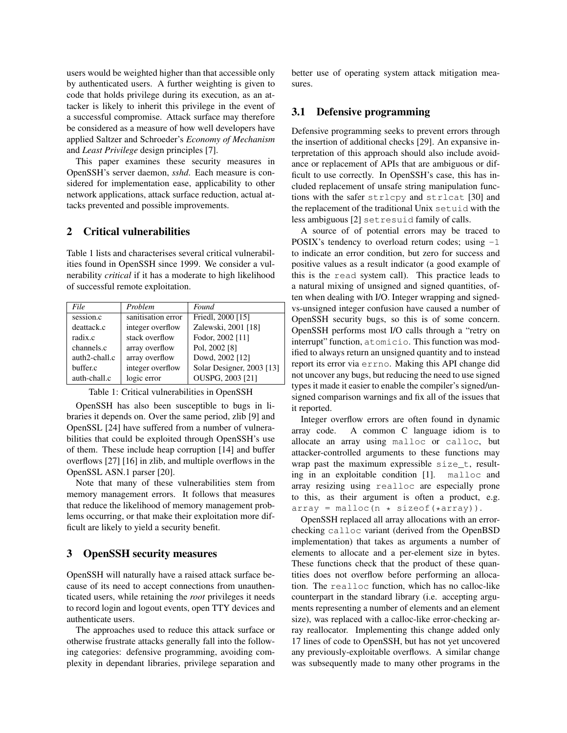users would be weighted higher than that accessible only by authenticated users. A further weighting is given to code that holds privilege during its execution, as an attacker is likely to inherit this privilege in the event of a successful compromise. Attack surface may therefore be considered as a measure of how well developers have applied Saltzer and Schroeder's *Economy of Mechanism* and *Least Privilege* design principles [7].

This paper examines these security measures in OpenSSH's server daemon, *sshd*. Each measure is considered for implementation ease, applicability to other network applications, attack surface reduction, actual attacks prevented and possible improvements.

## 2 Critical vulnerabilities

Table 1 lists and characterises several critical vulnerabilities found in OpenSSH since 1999. We consider a vulnerability *critical* if it has a moderate to high likelihood of successful remote exploitation.

| *File* | *Problem* | *Found* |
|---|---|---|
| session.c | sanitisation error | Friedl, 2000 [15] |
| deattack.c | integer overflow | Zalewski, 2001 [18] |
| radix.c | stack overflow | Fodor, 2002 [11] |
| channels.c | array overflow | Pol, 2002 [8] |
| auth2-chall.c | array overflow | Dowd, 2002 [12] |
| buffer.c | integer overflow | Solar Designer, 2003 [13] |
| auth-chall.c | logic error | OUSPG, 2003 [21] |

Table 1: Critical vulnerabilities in OpenSSH

OpenSSH has also been susceptible to bugs in libraries it depends on. Over the same period, zlib [9] and OpenSSL [24] have suffered from a number of vulnerabilities that could be exploited through OpenSSH's use of them. These include heap corruption [14] and buffer overflows [27] [16] in zlib, and multiple overflows in the OpenSSL ASN.1 parser [20].

Note that many of these vulnerabilities stem from memory management errors. It follows that measures that reduce the likelihood of memory management problems occurring, or that make their exploitation more difficult are likely to yield a security benefit.

## 3 OpenSSH security measures

OpenSSH will naturally have a raised attack surface because of its need to accept connections from unauthenticated users, while retaining the *root* privileges it needs to record login and logout events, open TTY devices and authenticate users.

The approaches used to reduce this attack surface or otherwise frustrate attacks generally fall into the following categories: defensive programming, avoiding complexity in dependant libraries, privilege separation and better use of operating system attack mitigation measures.

### 3.1 Defensive programming

Defensive programming seeks to prevent errors through the insertion of additional checks [29]. An expansive interpretation of this approach should also include avoidance or replacement of APIs that are ambiguous or difficult to use correctly. In OpenSSH's case, this has included replacement of unsafe string manipulation functions with the safer `strlcpy` and `strlcat` [30] and the replacement of the traditional Unix `setuid` with the less ambiguous [2] `setresuid` family of calls.

A source of of potential errors may be traced to POSIX's tendency to overload return codes; using `-1` to indicate an error condition, but zero for success and positive values as a result indicator (a good example of this is the `read` system call). This practice leads to a natural mixing of unsigned and signed quantities, often when dealing with I/O. Integer wrapping and signed-vs-unsigned integer confusion have caused a number of OpenSSH security bugs, so this is of some concern. OpenSSH performs most I/O calls through a "retry on interrupt" function, `atomicio`. This function was modified to always return an unsigned quantity and to instead report its error via `errno`. Making this API change did not uncover any bugs, but reducing the need to use signed types it made it easier to enable the compiler's signed/unsigned comparison warnings and fix all of the issues that it reported.

Integer overflow errors are often found in dynamic array code. A common C language idiom is to allocate an array using `malloc` or `calloc`, but attacker-controlled arguments to these functions may wrap past the maximum expressible `size_t`, resulting in an exploitable condition [1]. `malloc` and array resizing using `realloc` are especially prone to this, as their argument is often a product, e.g. `array = malloc(n * sizeof(*array))`.

OpenSSH replaced all array allocations with an error-checking `calloc` variant (derived from the OpenBSD implementation) that takes as arguments a number of elements to allocate and a per-element size in bytes. These functions check that the product of these quantities does not overflow before performing an allocation. The `realloc` function, which has no calloc-like counterpart in the standard library (i.e. accepting arguments representing a number of elements and an element size), was replaced with a calloc-like error-checking array reallocator. Implementing this change added only 17 lines of code to OpenSSH, but has not yet uncovered any previously-exploitable overflows. A similar change was subsequently made to many other programs in the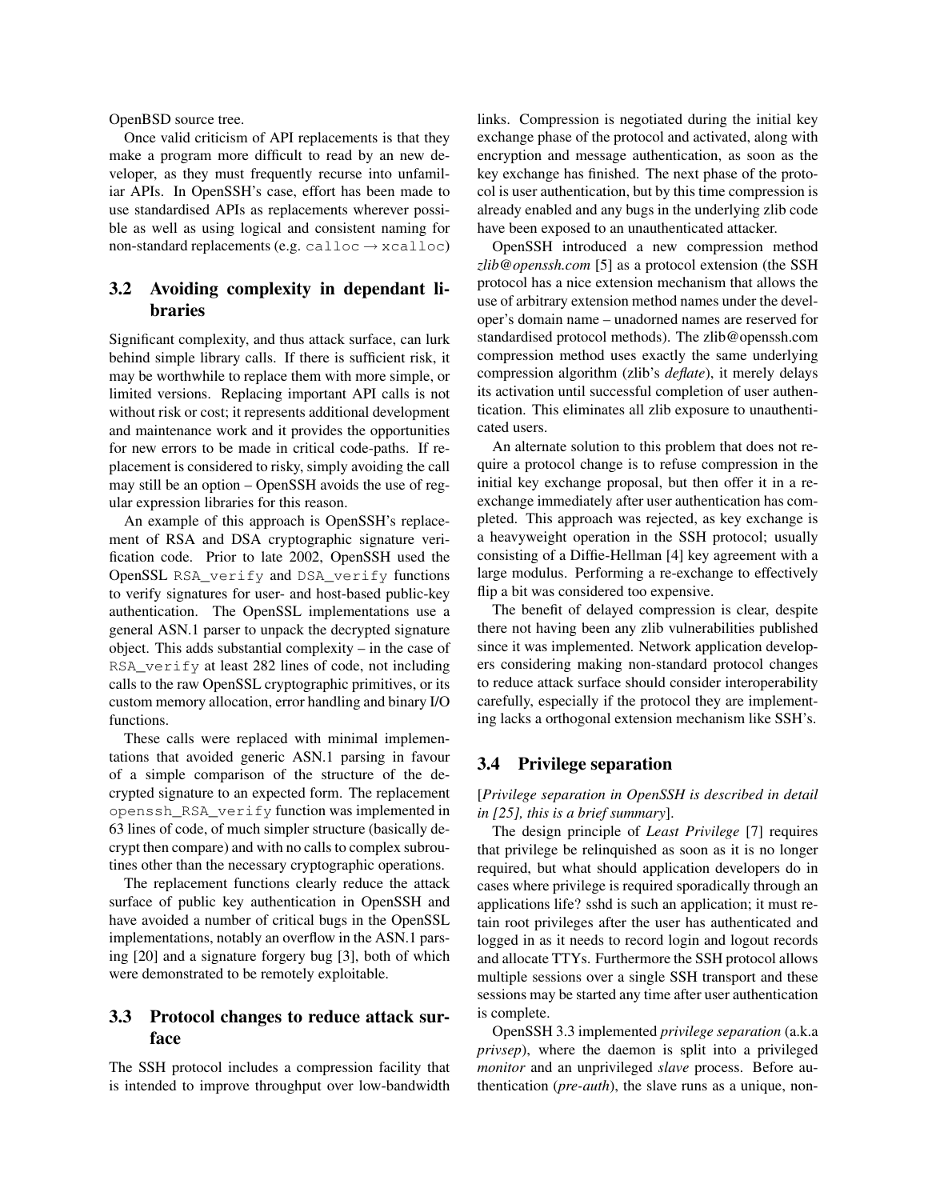OpenBSD source tree.

Once valid criticism of API replacements is that they make a program more difficult to read by an new developer, as they must frequently recurse into unfamiliar APIs. In OpenSSH's case, effort has been made to use standardised APIs as replacements wherever possible as well as using logical and consistent naming for non-standard replacements (e.g. `calloc` → `xcalloc`)

### 3.2 Avoiding complexity in dependant libraries

Significant complexity, and thus attack surface, can lurk behind simple library calls. If there is sufficient risk, it may be worthwhile to replace them with more simple, or limited versions. Replacing important API calls is not without risk or cost; it represents additional development and maintenance work and it provides the opportunities for new errors to be made in critical code-paths. If replacement is considered to risky, simply avoiding the call may still be an option – OpenSSH avoids the use of regular expression libraries for this reason.

An example of this approach is OpenSSH's replacement of RSA and DSA cryptographic signature verification code. Prior to late 2002, OpenSSH used the OpenSSL `RSA_verify` and `DSA_verify` functions to verify signatures for user- and host-based public-key authentication. The OpenSSL implementations use a general ASN.1 parser to unpack the decrypted signature object. This adds substantial complexity – in the case of `RSA_verify` at least 282 lines of code, not including calls to the raw OpenSSL cryptographic primitives, or its custom memory allocation, error handling and binary I/O functions.

These calls were replaced with minimal implementations that avoided generic ASN.1 parsing in favour of a simple comparison of the structure of the decrypted signature to an expected form. The replacement `openssh_RSA_verify` function was implemented in 63 lines of code, of much simpler structure (basically decrypt then compare) and with no calls to complex subroutines other than the necessary cryptographic operations.

The replacement functions clearly reduce the attack surface of public key authentication in OpenSSH and have avoided a number of critical bugs in the OpenSSL implementations, notably an overflow in the ASN.1 parsing [20] and a signature forgery bug [3], both of which were demonstrated to be remotely exploitable.

### 3.3 Protocol changes to reduce attack surface

The SSH protocol includes a compression facility that is intended to improve throughput over low-bandwidth links. Compression is negotiated during the initial key exchange phase of the protocol and activated, along with encryption and message authentication, as soon as the key exchange has finished. The next phase of the protocol is user authentication, but by this time compression is already enabled and any bugs in the underlying zlib code have been exposed to an unauthenticated attacker.

OpenSSH introduced a new compression method *zlib@openssh.com* [5] as a protocol extension (the SSH protocol has a nice extension mechanism that allows the use of arbitrary extension method names under the developer's domain name – unadorned names are reserved for standardised protocol methods). The zlib@openssh.com compression method uses exactly the same underlying compression algorithm (zlib's *deflate*), it merely delays its activation until successful completion of user authentication. This eliminates all zlib exposure to unauthenticated users.

An alternate solution to this problem that does not require a protocol change is to refuse compression in the initial key exchange proposal, but then offer it in a re-exchange immediately after user authentication has completed. This approach was rejected, as key exchange is a heavyweight operation in the SSH protocol; usually consisting of a Diffie-Hellman [4] key agreement with a large modulus. Performing a re-exchange to effectively flip a bit was considered too expensive.

The benefit of delayed compression is clear, despite there not having been any zlib vulnerabilities published since it was implemented. Network application developers considering making non-standard protocol changes to reduce attack surface should consider interoperability carefully, especially if the protocol they are implementing lacks a orthogonal extension mechanism like SSH's.

### 3.4 Privilege separation

[*Privilege separation in OpenSSH is described in detail in [25], this is a brief summary*].

The design principle of *Least Privilege* [7] requires that privilege be relinquished as soon as it is no longer required, but what should application developers do in cases where privilege is required sporadically through an applications life? sshd is such an application; it must retain root privileges after the user has authenticated and logged in as it needs to record login and logout records and allocate TTYs. Furthermore the SSH protocol allows multiple sessions over a single SSH transport and these sessions may be started any time after user authentication is complete.

OpenSSH 3.3 implemented *privilege separation* (a.k.a *privsep*), where the daemon is split into a privileged *monitor* and an unprivileged *slave* process. Before authentication (*pre-auth*), the slave runs as a unique, non-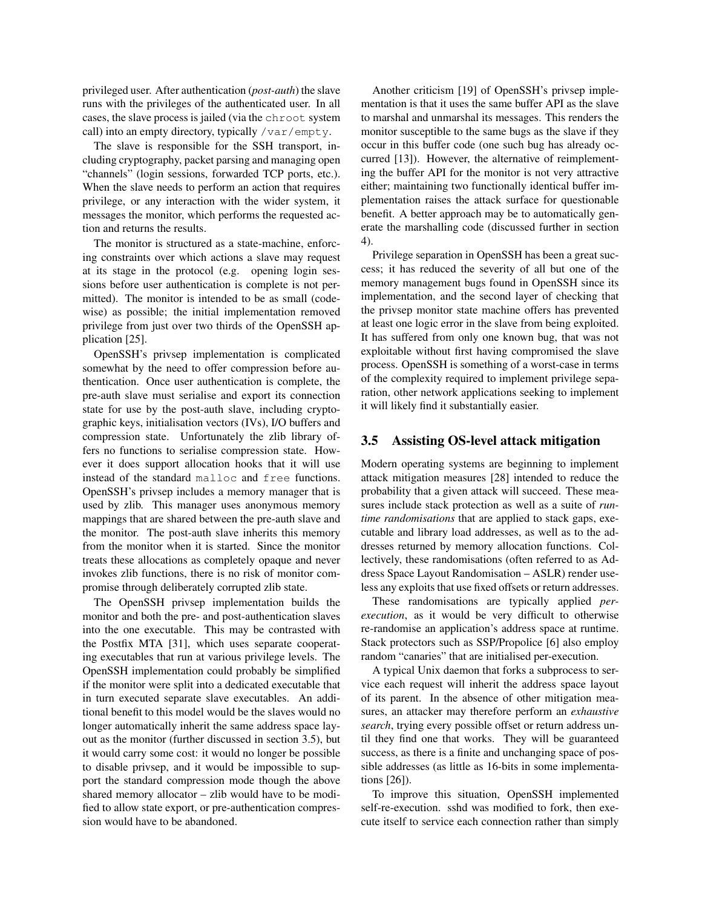privileged user. After authentication (*post-auth*) the slave runs with the privileges of the authenticated user. In all cases, the slave process is jailed (via the `chroot` system call) into an empty directory, typically `/var/empty`.

The slave is responsible for the SSH transport, including cryptography, packet parsing and managing open "channels" (login sessions, forwarded TCP ports, etc.). When the slave needs to perform an action that requires privilege, or any interaction with the wider system, it messages the monitor, which performs the requested action and returns the results.

The monitor is structured as a state-machine, enforcing constraints over which actions a slave may request at its stage in the protocol (e.g. opening login sessions before user authentication is complete is not permitted). The monitor is intended to be as small (codewise) as possible; the initial implementation removed privilege from just over two thirds of the OpenSSH application [25].

OpenSSH's privsep implementation is complicated somewhat by the need to offer compression before authentication. Once user authentication is complete, the pre-auth slave must serialise and export its connection state for use by the post-auth slave, including cryptographic keys, initialisation vectors (IVs), I/O buffers and compression state. Unfortunately the zlib library offers no functions to serialise compression state. However it does support allocation hooks that it will use instead of the standard `malloc` and `free` functions. OpenSSH's privsep includes a memory manager that is used by zlib. This manager uses anonymous memory mappings that are shared between the pre-auth slave and the monitor. The post-auth slave inherits this memory from the monitor when it is started. Since the monitor treats these allocations as completely opaque and never invokes zlib functions, there is no risk of monitor compromise through deliberately corrupted zlib state.

The OpenSSH privsep implementation builds the monitor and both the pre- and post-authentication slaves into the one executable. This may be contrasted with the Postfix MTA [31], which uses separate cooperating executables that run at various privilege levels. The OpenSSH implementation could probably be simplified if the monitor were split into a dedicated executable that in turn executed separate slave executables. An additional benefit to this model would be the slaves would no longer automatically inherit the same address space layout as the monitor (further discussed in section 3.5), but it would carry some cost: it would no longer be possible to disable privsep, and it would be impossible to support the standard compression mode though the above shared memory allocator – zlib would have to be modified to allow state export, or pre-authentication compression would have to be abandoned.

Another criticism [19] of OpenSSH's privsep implementation is that it uses the same buffer API as the slave to marshal and unmarshal its messages. This renders the monitor susceptible to the same bugs as the slave if they occur in this buffer code (one such bug has already occurred [13]). However, the alternative of reimplementing the buffer API for the monitor is not very attractive either; maintaining two functionally identical buffer implementation raises the attack surface for questionable benefit. A better approach may be to automatically generate the marshalling code (discussed further in section 4).

Privilege separation in OpenSSH has been a great success; it has reduced the severity of all but one of the memory management bugs found in OpenSSH since its implementation, and the second layer of checking that the privsep monitor state machine offers has prevented at least one logic error in the slave from being exploited. It has suffered from only one known bug, that was not exploitable without first having compromised the slave process. OpenSSH is something of a worst-case in terms of the complexity required to implement privilege separation, other network applications seeking to implement it will likely find it substantially easier.

## 3.5 Assisting OS-level attack mitigation

Modern operating systems are beginning to implement attack mitigation measures [28] intended to reduce the probability that a given attack will succeed. These measures include stack protection as well as a suite of *runtime randomisations* that are applied to stack gaps, executable and library load addresses, as well as to the addresses returned by memory allocation functions. Collectively, these randomisations (often referred to as Address Space Layout Randomisation – ASLR) render useless any exploits that use fixed offsets or return addresses.

These randomisations are typically applied *per-execution*, as it would be very difficult to otherwise re-randomise an application's address space at runtime. Stack protectors such as SSP/Propolice [6] also employ random "canaries" that are initialised per-execution.

A typical Unix daemon that forks a subprocess to service each request will inherit the address space layout of its parent. In the absence of other mitigation measures, an attacker may therefore perform an *exhaustive search*, trying every possible offset or return address until they find one that works. They will be guaranteed success, as there is a finite and unchanging space of possible addresses (as little as 16-bits in some implementations [26]).

To improve this situation, OpenSSH implemented self-re-execution. sshd was modified to fork, then execute itself to service each connection rather than simply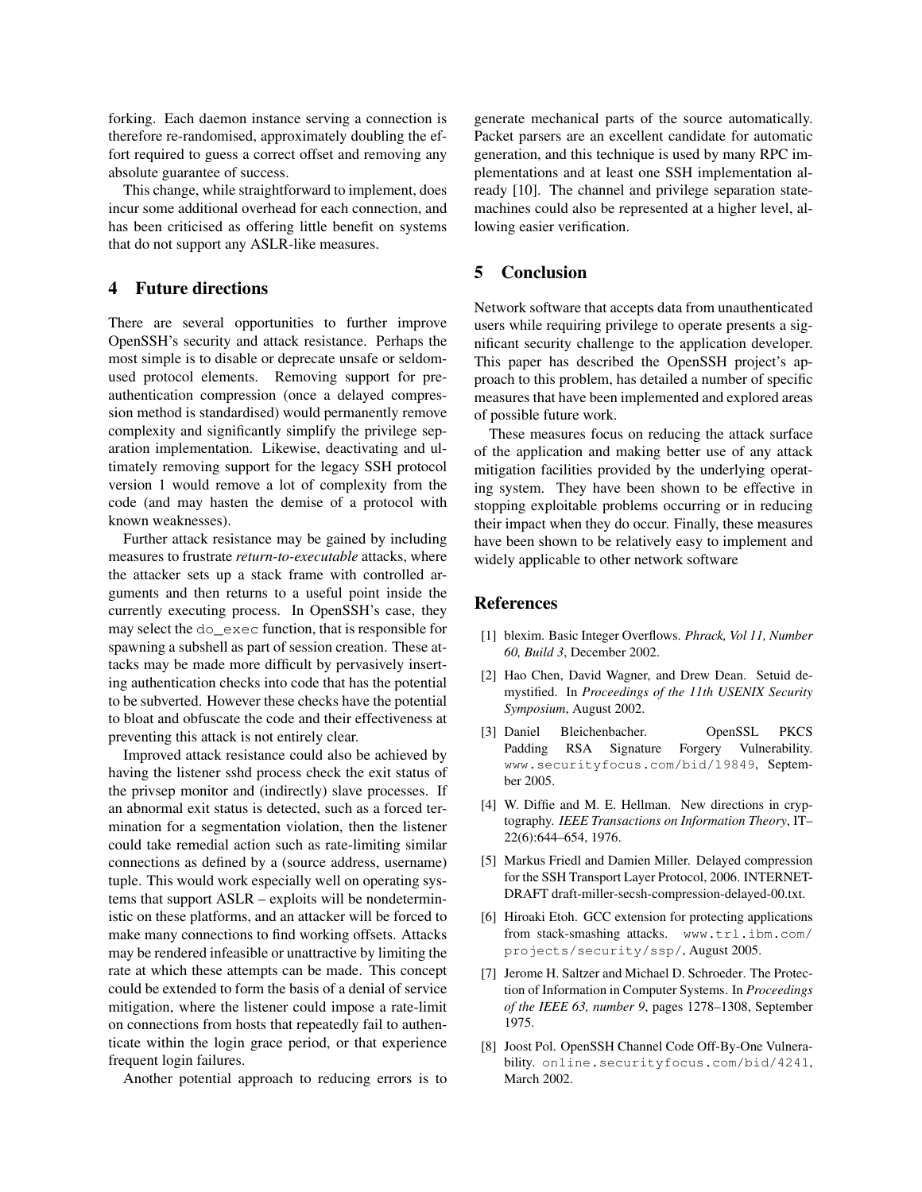forking. Each daemon instance serving a connection is therefore re-randomised, approximately doubling the effort required to guess a correct offset and removing any absolute guarantee of success.

This change, while straightforward to implement, does incur some additional overhead for each connection, and has been criticised as offering little benefit on systems that do not support any ASLR-like measures.

## 4 Future directions

There are several opportunities to further improve OpenSSH's security and attack resistance. Perhaps the most simple is to disable or deprecate unsafe or seldom-used protocol elements. Removing support for pre-authentication compression (once a delayed compression method is standardised) would permanently remove complexity and significantly simplify the privilege separation implementation. Likewise, deactivating and ultimately removing support for the legacy SSH protocol version 1 would remove a lot of complexity from the code (and may hasten the demise of a protocol with known weaknesses).

Further attack resistance may be gained by including measures to frustrate *return-to-executable* attacks, where the attacker sets up a stack frame with controlled arguments and then returns to a useful point inside the currently executing process. In OpenSSH's case, they may select the `do_exec` function, that is responsible for spawning a subshell as part of session creation. These attacks may be made more difficult by pervasively inserting authentication checks into code that has the potential to be subverted. However these checks have the potential to bloat and obfuscate the code and their effectiveness at preventing this attack is not entirely clear.

Improved attack resistance could also be achieved by having the listener sshd process check the exit status of the privsep monitor and (indirectly) slave processes. If an abnormal exit status is detected, such as a forced termination for a segmentation violation, then the listener could take remedial action such as rate-limiting similar connections as defined by a (source address, username) tuple. This would work especially well on operating systems that support ASLR – exploits will be nondeterministic on these platforms, and an attacker will be forced to make many connections to find working offsets. Attacks may be rendered infeasible or unattractive by limiting the rate at which these attempts can be made. This concept could be extended to form the basis of a denial of service mitigation, where the listener could impose a rate-limit on connections from hosts that repeatedly fail to authenticate within the login grace period, or that experience frequent login failures.

Another potential approach to reducing errors is to generate mechanical parts of the source automatically. Packet parsers are an excellent candidate for automatic generation, and this technique is used by many RPC implementations and at least one SSH implementation already [10]. The channel and privilege separation state-machines could also be represented at a higher level, allowing easier verification.

## 5 Conclusion

Network software that accepts data from unauthenticated users while requiring privilege to operate presents a significant security challenge to the application developer. This paper has described the OpenSSH project's approach to this problem, has detailed a number of specific measures that have been implemented and explored areas of possible future work.

These measures focus on reducing the attack surface of the application and making better use of any attack mitigation facilities provided by the underlying operating system. They have been shown to be effective in stopping exploitable problems occurring or in reducing their impact when they do occur. Finally, these measures have been shown to be relatively easy to implement and widely applicable to other network software

## References

[1] blexim. Basic Integer Overflows. *Phrack, Vol 11, Number 60, Build 3*, December 2002.

[2] Hao Chen, David Wagner, and Drew Dean. Setuid demystified. In *Proceedings of the 11th USENIX Security Symposium*, August 2002.

[3] Daniel Bleichenbacher. OpenSSL PKCS Padding RSA Signature Forgery Vulnerability. `www.securityfocus.com/bid/19849`, September 2005.

[4] W. Diffie and M. E. Hellman. New directions in cryptography. *IEEE Transactions on Information Theory*, IT–22(6):644–654, 1976.

[5] Markus Friedl and Damien Miller. Delayed compression for the SSH Transport Layer Protocol, 2006. INTERNET-DRAFT draft-miller-secsh-compression-delayed-00.txt.

[6] Hiroaki Etoh. GCC extension for protecting applications from stack-smashing attacks. `www.trl.ibm.com/projects/security/ssp/`, August 2005.

[7] Jerome H. Saltzer and Michael D. Schroeder. The Protection of Information in Computer Systems. In *Proceedings of the IEEE 63, number 9*, pages 1278–1308, September 1975.

[8] Joost Pol. OpenSSH Channel Code Off-By-One Vulnerability. `online.securityfocus.com/bid/4241`, March 2002.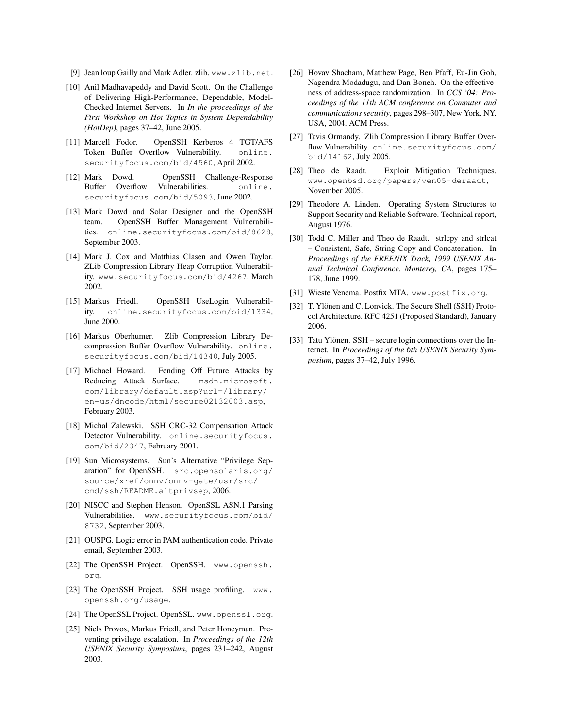[9] Jean loup Gailly and Mark Adler. zlib. `www.zlib.net`.

[10] Anil Madhavapeddy and David Scott. On the Challenge of Delivering High-Performance, Dependable, Model-Checked Internet Servers. In *In the proceedings of the First Workshop on Hot Topics in System Dependability (HotDep)*, pages 37–42, June 2005.

[11] Marcell Fodor. OpenSSH Kerberos 4 TGT/AFS Token Buffer Overflow Vulnerability. `online.securityfocus.com/bid/4560`, April 2002.

[12] Mark Dowd. OpenSSH Challenge-Response Buffer Overflow Vulnerabilities. `online.securityfocus.com/bid/5093`, June 2002.

[13] Mark Dowd and Solar Designer and the OpenSSH team. OpenSSH Buffer Management Vulnerabilities. `online.securityfocus.com/bid/8628`, September 2003.

[14] Mark J. Cox and Matthias Clasen and Owen Taylor. ZLib Compression Library Heap Corruption Vulnerability. `www.securityfocus.com/bid/4267`, March 2002.

[15] Markus Friedl. OpenSSH UseLogin Vulnerability. `online.securityfocus.com/bid/1334`, June 2000.

[16] Markus Oberhumer. Zlib Compression Library Decompression Buffer Overflow Vulnerability. `online.securityfocus.com/bid/14340`, July 2005.

[17] Michael Howard. Fending Off Future Attacks by Reducing Attack Surface. `msdn.microsoft.com/library/default.asp?url=/library/en-us/dncode/html/secure02132003.asp`, February 2003.

[18] Michal Zalewski. SSH CRC-32 Compensation Attack Detector Vulnerability. `online.securityfocus.com/bid/2347`, February 2001.

[19] Sun Microsystems. Sun's Alternative "Privilege Separation" for OpenSSH. `src.opensolaris.org/source/xref/onnv/onnv-gate/usr/src/cmd/ssh/README.altprivsep`, 2006.

[20] NISCC and Stephen Henson. OpenSSL ASN.1 Parsing Vulnerabilities. `www.securityfocus.com/bid/8732`, September 2003.

[21] OUSPG. Logic error in PAM authentication code. Private email, September 2003.

[22] The OpenSSH Project. OpenSSH. `www.openssh.org`.

[23] The OpenSSH Project. SSH usage profiling. `www.openssh.org/usage`.

[24] The OpenSSL Project. OpenSSL. `www.openssl.org`.

[25] Niels Provos, Markus Friedl, and Peter Honeyman. Preventing privilege escalation. In *Proceedings of the 12th USENIX Security Symposium*, pages 231–242, August 2003.

[26] Hovav Shacham, Matthew Page, Ben Pfaff, Eu-Jin Goh, Nagendra Modadugu, and Dan Boneh. On the effectiveness of address-space randomization. In *CCS '04: Proceedings of the 11th ACM conference on Computer and communications security*, pages 298–307, New York, NY, USA, 2004. ACM Press.

[27] Tavis Ormandy. Zlib Compression Library Buffer Overflow Vulnerability. `online.securityfocus.com/bid/14162`, July 2005.

[28] Theo de Raadt. Exploit Mitigation Techniques. `www.openbsd.org/papers/ven05-deraadt`, November 2005.

[29] Theodore A. Linden. Operating System Structures to Support Security and Reliable Software. Technical report, August 1976.

[30] Todd C. Miller and Theo de Raadt. strlcpy and strlcat – Consistent, Safe, String Copy and Concatenation. In *Proceedings of the FREENIX Track, 1999 USENIX Annual Technical Conference. Monterey, CA*, pages 175–178, June 1999.

[31] Wieste Venema. Postfix MTA. `www.postfix.org`.

[32] T. Ylönen and C. Lonvick. The Secure Shell (SSH) Protocol Architecture. RFC 4251 (Proposed Standard), January 2006.

[33] Tatu Ylönen. SSH – secure login connections over the Internet. In *Proceedings of the 6th USENIX Security Symposium*, pages 37–42, July 1996.